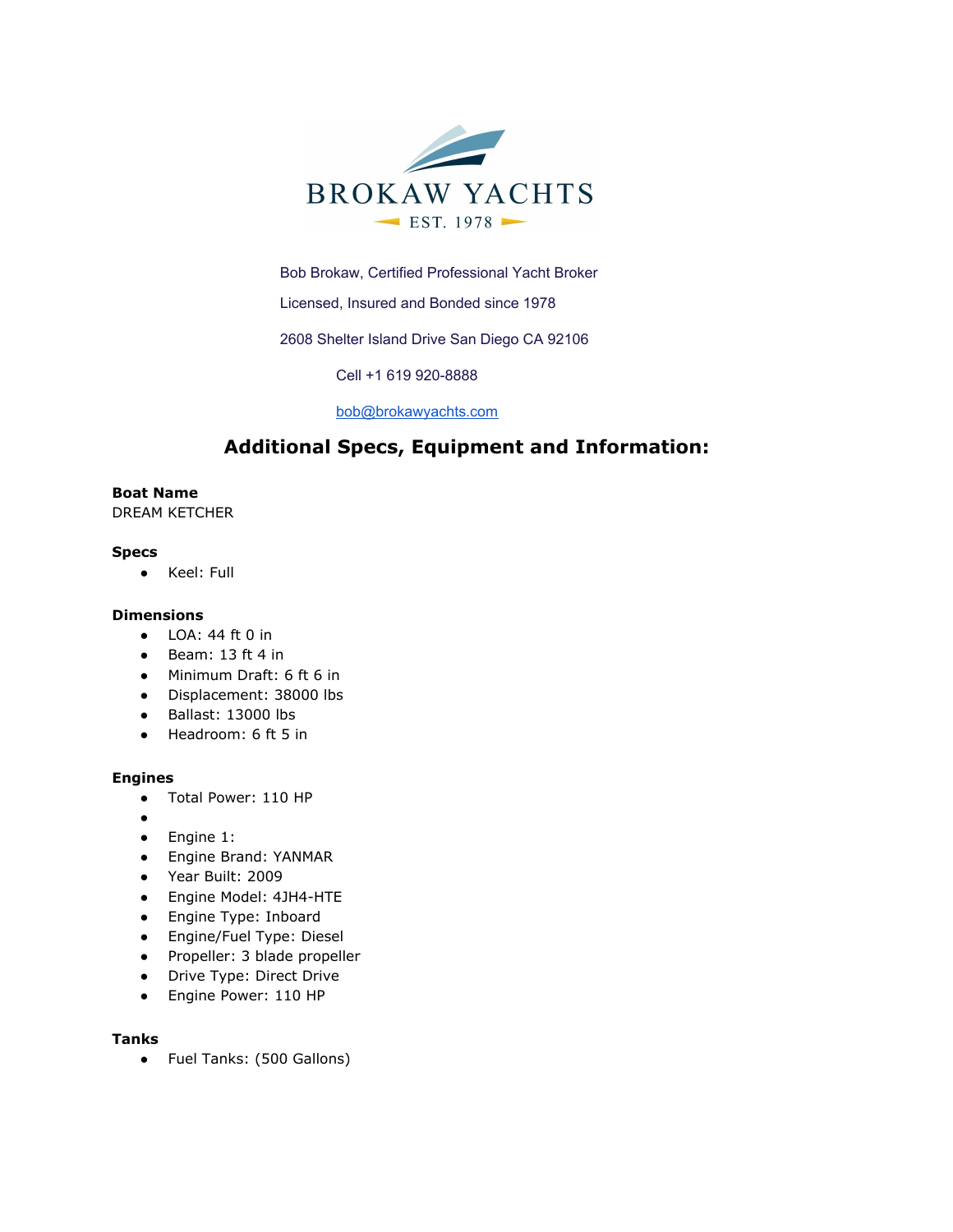BROKAW YACHTS

EST. 1978

Bob Brokaw, Certified Professional Yacht Broker

Licensed, Insured and Bonded since 1978

2608 Shelter Island Drive San Diego CA 92106

Cell +1 619 920-8888

bob@brokawyachts.com

## Additional Specs, Equipment and Information:

**Boat Name**
DREAM KETCHER

**Specs**

- Keel: Full

**Dimensions**

- LOA: 44 ft 0 in
- Beam: 13 ft 4 in
- Minimum Draft: 6 ft 6 in
- Displacement: 38000 lbs
- Ballast: 13000 lbs
- Headroom: 6 ft 5 in

**Engines**

- Total Power: 110 HP
-
- Engine 1:
- Engine Brand: YANMAR
- Year Built: 2009
- Engine Model: 4JH4-HTE
- Engine Type: Inboard
- Engine/Fuel Type: Diesel
- Propeller: 3 blade propeller
- Drive Type: Direct Drive
- Engine Power: 110 HP

**Tanks**

- Fuel Tanks: (500 Gallons)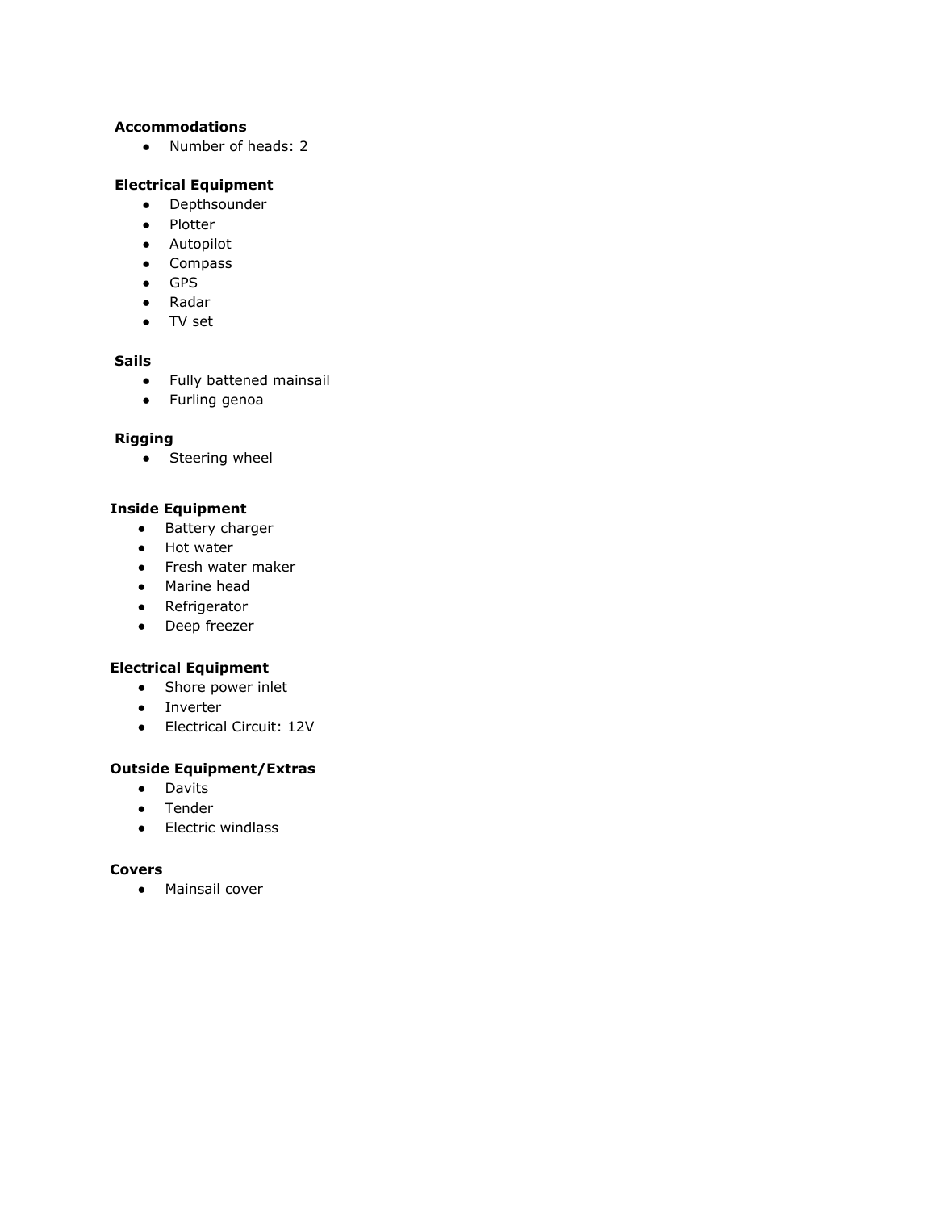**Accommodations**

- Number of heads: 2

**Electrical Equipment**

- Depthsounder
- Plotter
- Autopilot
- Compass
- GPS
- Radar
- TV set

**Sails**

- Fully battened mainsail
- Furling genoa

**Rigging**

- Steering wheel

**Inside Equipment**

- Battery charger
- Hot water
- Fresh water maker
- Marine head
- Refrigerator
- Deep freezer

**Electrical Equipment**

- Shore power inlet
- Inverter
- Electrical Circuit: 12V

**Outside Equipment/Extras**

- Davits
- Tender
- Electric windlass

**Covers**

- Mainsail cover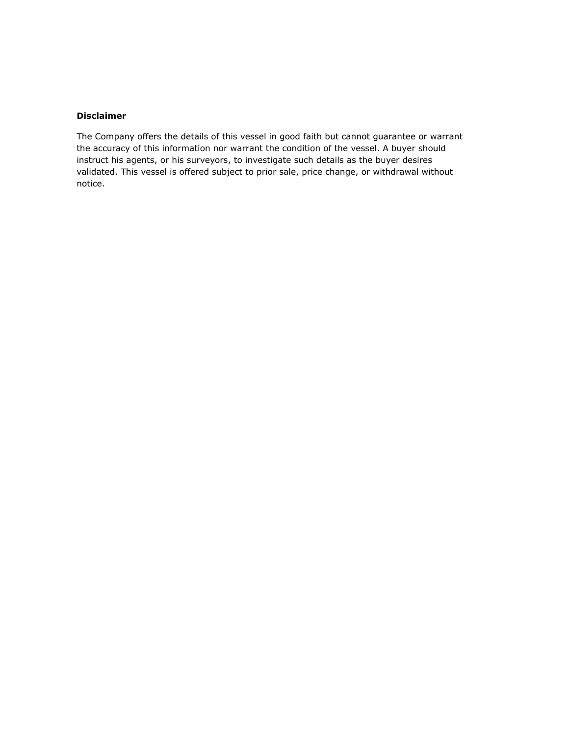**Disclaimer**

The Company offers the details of this vessel in good faith but cannot guarantee or warrant the accuracy of this information nor warrant the condition of the vessel. A buyer should instruct his agents, or his surveyors, to investigate such details as the buyer desires validated. This vessel is offered subject to prior sale, price change, or withdrawal without notice.